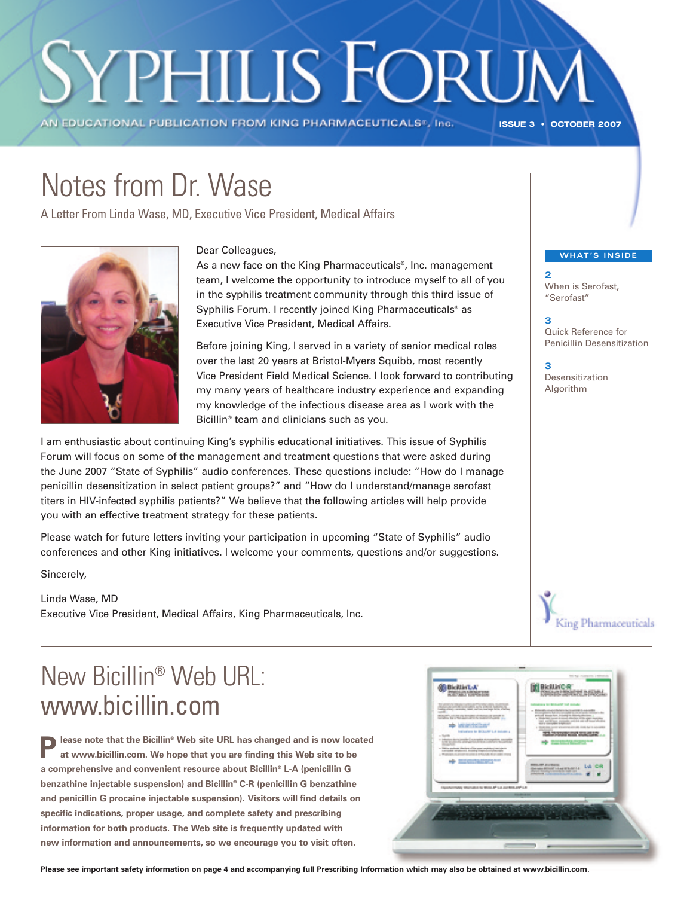# Syphilis Forum

AN EDUCATIONAL PUBLICATION FROM KING PHARMACEUTICALS®, Inc.

ISSUE 3 • OCTOBER 2007

## Notes from Dr. Wase

A Letter From Linda Wase, MD, Executive Vice President, Medical Affairs

Dear Colleagues,

As a new face on the King Pharmaceuticals®, Inc. management team, I welcome the opportunity to introduce myself to all of you in the syphilis treatment community through this third issue of Syphilis Forum. I recently joined King Pharmaceuticals® as Executive Vice President, Medical Affairs.

Before joining King, I served in a variety of senior medical roles over the last 20 years at Bristol-Myers Squibb, most recently Vice President Field Medical Science. I look forward to contributing my many years of healthcare industry experience and expanding my knowledge of the infectious disease area as I work with the Bicillin® team and clinicians such as you.

I am enthusiastic about continuing King's syphilis educational initiatives. This issue of Syphilis Forum will focus on some of the management and treatment questions that were asked during the June 2007 "State of Syphilis" audio conferences. These questions include: "How do I manage penicillin desensitization in select patient groups?" and "How do I understand/manage serofast titers in HIV-infected syphilis patients?" We believe that the following articles will help provide you with an effective treatment strategy for these patients.

Please watch for future letters inviting your participation in upcoming "State of Syphilis" audio conferences and other King initiatives. I welcome your comments, questions and/or suggestions.

Sincerely,

Linda Wase, MD
Executive Vice President, Medical Affairs, King Pharmaceuticals, Inc.

### WHAT'S INSIDE

**2** When is Serofast, "Serofast"

**3** Quick Reference for Penicillin Desensitization

**3** Desensitization Algorithm

King Pharmaceuticals

## New Bicillin® Web URL: www.bicillin.com

**Please note that the Bicillin® Web site URL has changed and is now located at www.bicillin.com. We hope that you are finding this Web site to be a comprehensive and convenient resource about Bicillin® L-A (penicillin G benzathine injectable suspension) and Bicillin® C-R (penicillin G benzathine and penicillin G procaine injectable suspension). Visitors will find details on specific indications, proper usage, and complete safety and prescribing information for both products. The Web site is frequently updated with new information and announcements, so we encourage you to visit often.**

**Please see important safety information on page 4 and accompanying full Prescribing Information which may also be obtained at www.bicillin.com.**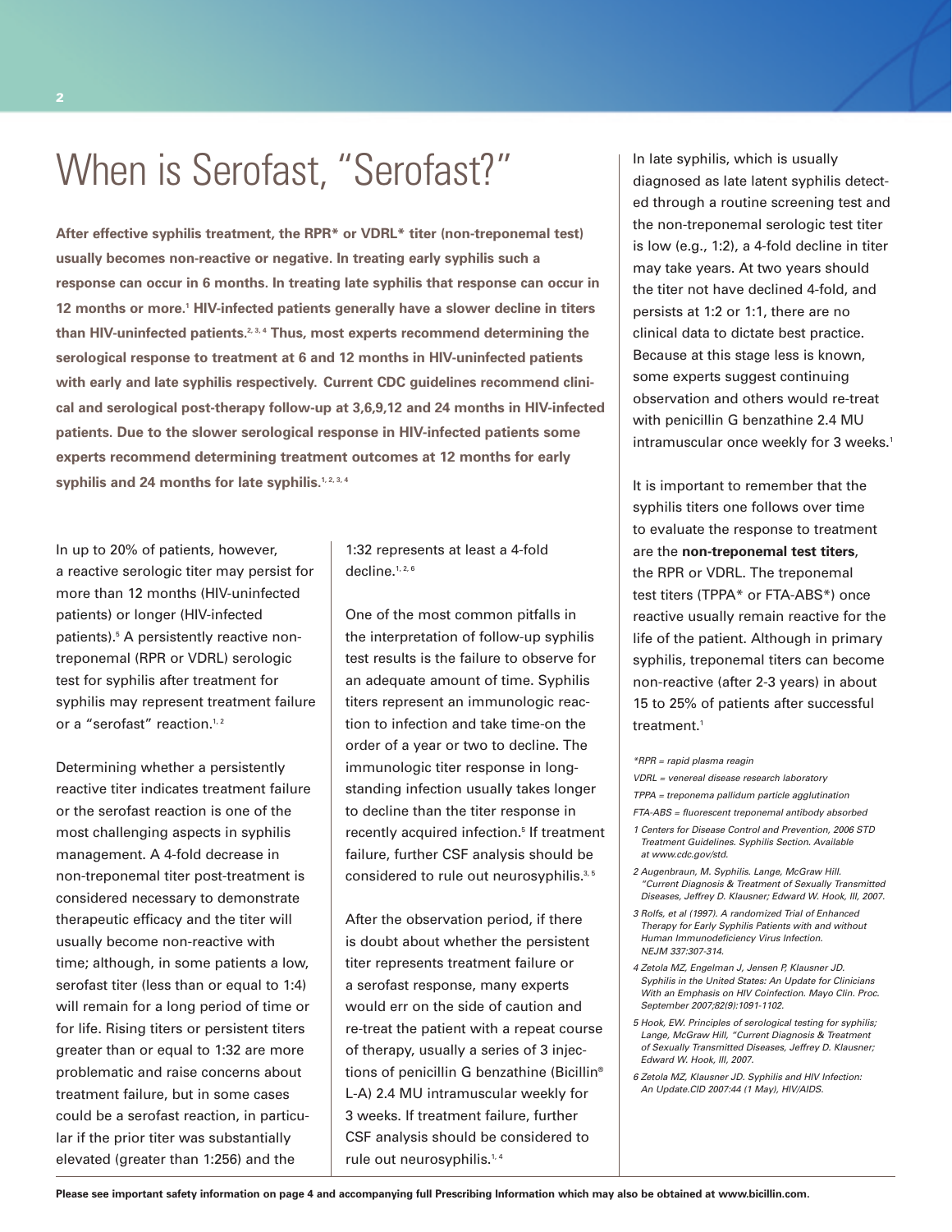# When is Serofast, "Serofast?"

**After effective syphilis treatment, the RPR* or VDRL* titer (non-treponemal test) usually becomes non-reactive or negative. In treating early syphilis such a response can occur in 6 months. In treating late syphilis that response can occur in 12 months or more.[1] HIV-infected patients generally have a slower decline in titers than HIV-uninfected patients.[2,3,4] Thus, most experts recommend determining the serological response to treatment at 6 and 12 months in HIV-uninfected patients with early and late syphilis respectively. Current CDC guidelines recommend clinical and serological post-therapy follow-up at 3,6,9,12 and 24 months in HIV-infected patients. Due to the slower serological response in HIV-infected patients some experts recommend determining treatment outcomes at 12 months for early syphilis and 24 months for late syphilis.[1,2,3,4]**

In up to 20% of patients, however, a reactive serologic titer may persist for more than 12 months (HIV-uninfected patients) or longer (HIV-infected patients).[5] A persistently reactive non-treponemal (RPR or VDRL) serologic test for syphilis after treatment for syphilis may represent treatment failure or a "serofast" reaction.[1,2]

Determining whether a persistently reactive titer indicates treatment failure or the serofast reaction is one of the most challenging aspects in syphilis management. A 4-fold decrease in non-treponemal titer post-treatment is considered necessary to demonstrate therapeutic efficacy and the titer will usually become non-reactive with time; although, in some patients a low, serofast titer (less than or equal to 1:4) will remain for a long period of time or for life. Rising titers or persistent titers greater than or equal to 1:32 are more problematic and raise concerns about treatment failure, but in some cases could be a serofast reaction, in particular if the prior titer was substantially elevated (greater than 1:256) and the 1:32 represents at least a 4-fold decline.[1,2,6]

One of the most common pitfalls in the interpretation of follow-up syphilis test results is the failure to observe for an adequate amount of time. Syphilis titers represent an immunologic reaction to infection and take time-on the order of a year or two to decline. The immunologic titer response in long-standing infection usually takes longer to decline than the titer response in recently acquired infection.[5] If treatment failure, further CSF analysis should be considered to rule out neurosyphilis.[3,5]

After the observation period, if there is doubt about whether the persistent titer represents treatment failure or a serofast response, many experts would err on the side of caution and re-treat the patient with a repeat course of therapy, usually a series of 3 injections of penicillin G benzathine (Bicillin® L-A) 2.4 MU intramuscular weekly for 3 weeks. If treatment failure, further CSF analysis should be considered to rule out neurosyphilis.[1,4]

In late syphilis, which is usually diagnosed as late latent syphilis detected through a routine screening test and the non-treponemal serologic test titer is low (e.g., 1:2), a 4-fold decline in titer may take years. At two years should the titer not have declined 4-fold, and persists at 1:2 or 1:1, there are no clinical data to dictate best practice. Because at this stage less is known, some experts suggest continuing observation and others would re-treat with penicillin G benzathine 2.4 MU intramuscular once weekly for 3 weeks.[1]

It is important to remember that the syphilis titers one follows over time to evaluate the response to treatment are the **non-treponemal test titers**, the RPR or VDRL. The treponemal test titers (TPPA* or FTA-ABS*) once reactive usually remain reactive for the life of the patient. Although in primary syphilis, treponemal titers can become non-reactive (after 2-3 years) in about 15 to 25% of patients after successful treatment.[1]

*\*RPR = rapid plasma reagin*

*VDRL = venereal disease research laboratory*

*TPPA = treponema pallidum particle agglutination*

*FTA-ABS = fluorescent treponemal antibody absorbed*

*1 Centers for Disease Control and Prevention, 2006 STD Treatment Guidelines. Syphilis Section. Available at www.cdc.gov/std.*

*2 Augenbraun, M. Syphilis. Lange, McGraw Hill. "Current Diagnosis & Treatment of Sexually Transmitted Diseases, Jeffrey D. Klausner; Edward W. Hook, III, 2007.*

*3 Rolfs, et al (1997). A randomized Trial of Enhanced Therapy for Early Syphilis Patients with and without Human Immunodeficiency Virus Infection. NEJM 337:307-314.*

*4 Zetola MZ, Engelman J, Jensen P, Klausner JD. Syphilis in the United States: An Update for Clinicians With an Emphasis on HIV Coinfection. Mayo Clin. Proc. September 2007;82(9):1091-1102.*

*5 Hook, EW. Principles of serological testing for syphilis; Lange, McGraw Hill, "Current Diagnosis & Treatment of Sexually Transmitted Diseases, Jeffrey D. Klausner; Edward W. Hook, III, 2007.*

*6 Zetola MZ, Klausner JD. Syphilis and HIV Infection: An Update.CID 2007:44 (1 May), HIV/AIDS.*

**Please see important safety information on page 4 and accompanying full Prescribing Information which may also be obtained at www.bicillin.com.**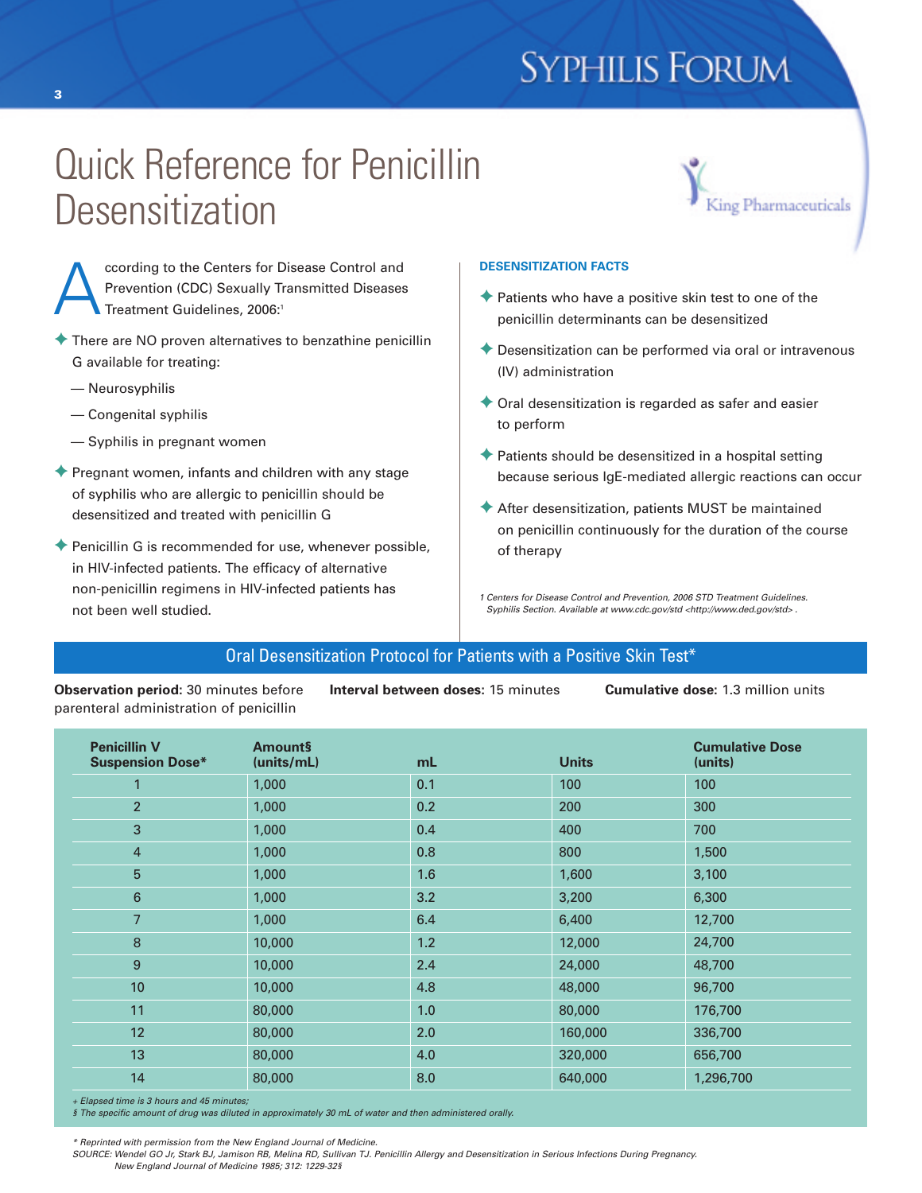# Quick Reference for Penicillin Desensitization

According to the Centers for Disease Control and Prevention (CDC) Sexually Transmitted Diseases Treatment Guidelines, 2006:[1]

- There are NO proven alternatives to benzathine penicillin G available for treating:
  - — Neurosyphilis
  - — Congenital syphilis
  - — Syphilis in pregnant women
- Pregnant women, infants and children with any stage of syphilis who are allergic to penicillin should be desensitized and treated with penicillin G
- Penicillin G is recommended for use, whenever possible, in HIV-infected patients. The efficacy of alternative non-penicillin regimens in HIV-infected patients has not been well studied.

### DESENSITIZATION FACTS

- Patients who have a positive skin test to one of the penicillin determinants can be desensitized
- Desensitization can be performed via oral or intravenous (IV) administration
- Oral desensitization is regarded as safer and easier to perform
- Patients should be desensitized in a hospital setting because serious IgE-mediated allergic reactions can occur
- After desensitization, patients MUST be maintained on penicillin continuously for the duration of the course of therapy

*1 Centers for Disease Control and Prevention, 2006 STD Treatment Guidelines. Syphilis Section. Available at www.cdc.gov/std <http://www.ded.gov/std> .*

## Oral Desensitization Protocol for Patients with a Positive Skin Test*

**Observation period:** 30 minutes before parenteral administration of penicillin

**Interval between doses:** 15 minutes

**Cumulative dose:** 1.3 million units

| Penicillin V Suspension Dose* | Amount§ (units/mL) | mL | Units | Cumulative Dose (units) |
|---|---|---|---|---|
| 1 | 1,000 | 0.1 | 100 | 100 |
| 2 | 1,000 | 0.2 | 200 | 300 |
| 3 | 1,000 | 0.4 | 400 | 700 |
| 4 | 1,000 | 0.8 | 800 | 1,500 |
| 5 | 1,000 | 1.6 | 1,600 | 3,100 |
| 6 | 1,000 | 3.2 | 3,200 | 6,300 |
| 7 | 1,000 | 6.4 | 6,400 | 12,700 |
| 8 | 10,000 | 1.2 | 12,000 | 24,700 |
| 9 | 10,000 | 2.4 | 24,000 | 48,700 |
| 10 | 10,000 | 4.8 | 48,000 | 96,700 |
| 11 | 80,000 | 1.0 | 80,000 | 176,700 |
| 12 | 80,000 | 2.0 | 160,000 | 336,700 |
| 13 | 80,000 | 4.0 | 320,000 | 656,700 |
| 14 | 80,000 | 8.0 | 640,000 | 1,296,700 |

*+ Elapsed time is 3 hours and 45 minutes;*
*§ The specific amount of drug was diluted in approximately 30 mL of water and then administered orally.*

*\* Reprinted with permission from the New England Journal of Medicine.*
*SOURCE: Wendel GO Jr, Stark BJ, Jamison RB, Melina RD, Sullivan TJ. Penicillin Allergy and Desensitization in Serious Infections During Pregnancy. New England Journal of Medicine 1985; 312: 1229-32§*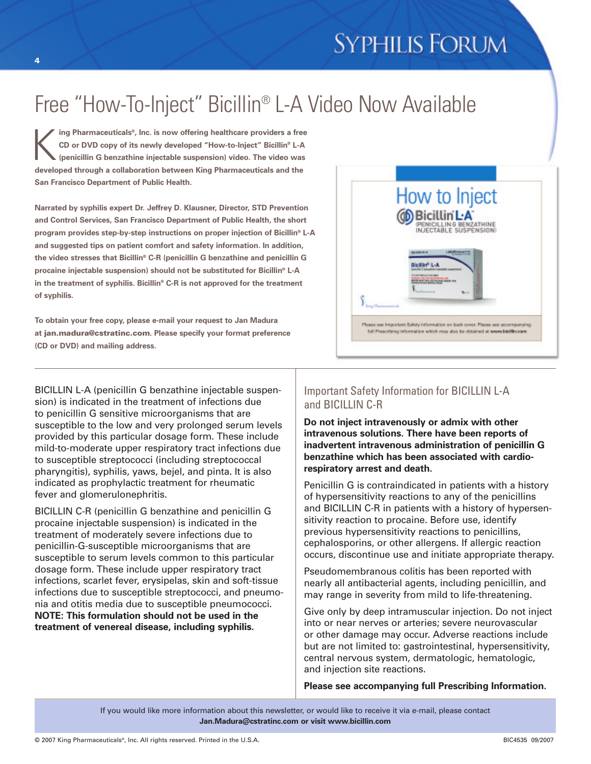# Free "How-To-Inject" Bicillin® L-A Video Now Available

**King Pharmaceuticals®, Inc. is now offering healthcare providers a free CD or DVD copy of its newly developed "How-to-Inject" Bicillin® L-A (penicillin G benzathine injectable suspension) video. The video was developed through a collaboration between King Pharmaceuticals and the San Francisco Department of Public Health.**

**Narrated by syphilis expert Dr. Jeffrey D. Klausner, Director, STD Prevention and Control Services, San Francisco Department of Public Health, the short program provides step-by-step instructions on proper injection of Bicillin® L-A and suggested tips on patient comfort and safety information. In addition, the video stresses that Bicillin® C-R (penicillin G benzathine and penicillin G procaine injectable suspension) should not be substituted for Bicillin® L-A in the treatment of syphilis. Bicillin® C-R is not approved for the treatment of syphilis.**

**To obtain your free copy, please e-mail your request to Jan Madura at jan.madura@cstratinc.com. Please specify your format preference (CD or DVD) and mailing address.**

How to Inject Bicillin L-A (PENICILLIN G BENZATHINE INJECTABLE SUSPENSION)

Please see Important Safety Information on back cover. Please see accompanying full Prescribing Information which may also be obtained at www.bicillin.com

BICILLIN L-A (penicillin G benzathine injectable suspension) is indicated in the treatment of infections due to penicillin G sensitive microorganisms that are susceptible to the low and very prolonged serum levels provided by this particular dosage form. These include mild-to-moderate upper respiratory tract infections due to susceptible streptococci (including streptococcal pharyngitis), syphilis, yaws, bejel, and pinta. It is also indicated as prophylactic treatment for rheumatic fever and glomerulonephritis.

BICILLIN C-R (penicillin G benzathine and penicillin G procaine injectable suspension) is indicated in the treatment of moderately severe infections due to penicillin-G-susceptible microorganisms that are susceptible to serum levels common to this particular dosage form. These include upper respiratory tract infections, scarlet fever, erysipelas, skin and soft-tissue infections due to susceptible streptococci, and pneumonia and otitis media due to susceptible pneumococci. **NOTE: This formulation should not be used in the treatment of venereal disease, including syphilis.**

## Important Safety Information for BICILLIN L-A and BICILLIN C-R

**Do not inject intravenously or admix with other intravenous solutions. There have been reports of inadvertent intravenous administration of penicillin G benzathine which has been associated with cardio-respiratory arrest and death.**

Penicillin G is contraindicated in patients with a history of hypersensitivity reactions to any of the penicillins and BICILLIN C-R in patients with a history of hypersensitivity reaction to procaine. Before use, identify previous hypersensitivity reactions to penicillins, cephalosporins, or other allergens. If allergic reaction occurs, discontinue use and initiate appropriate therapy.

Pseudomembranous colitis has been reported with nearly all antibacterial agents, including penicillin, and may range in severity from mild to life-threatening.

Give only by deep intramuscular injection. Do not inject into or near nerves or arteries; severe neurovascular or other damage may occur. Adverse reactions include but are not limited to: gastrointestinal, hypersensitivity, central nervous system, dermatologic, hematologic, and injection site reactions.

**Please see accompanying full Prescribing Information.**

If you would like more information about this newsletter, or would like to receive it via e-mail, please contact **Jan.Madura@cstratinc.com or visit www.bicillin.com**

© 2007 King Pharmaceuticals®, Inc. All rights reserved. Printed in the U.S.A.

BIC4535 09/2007